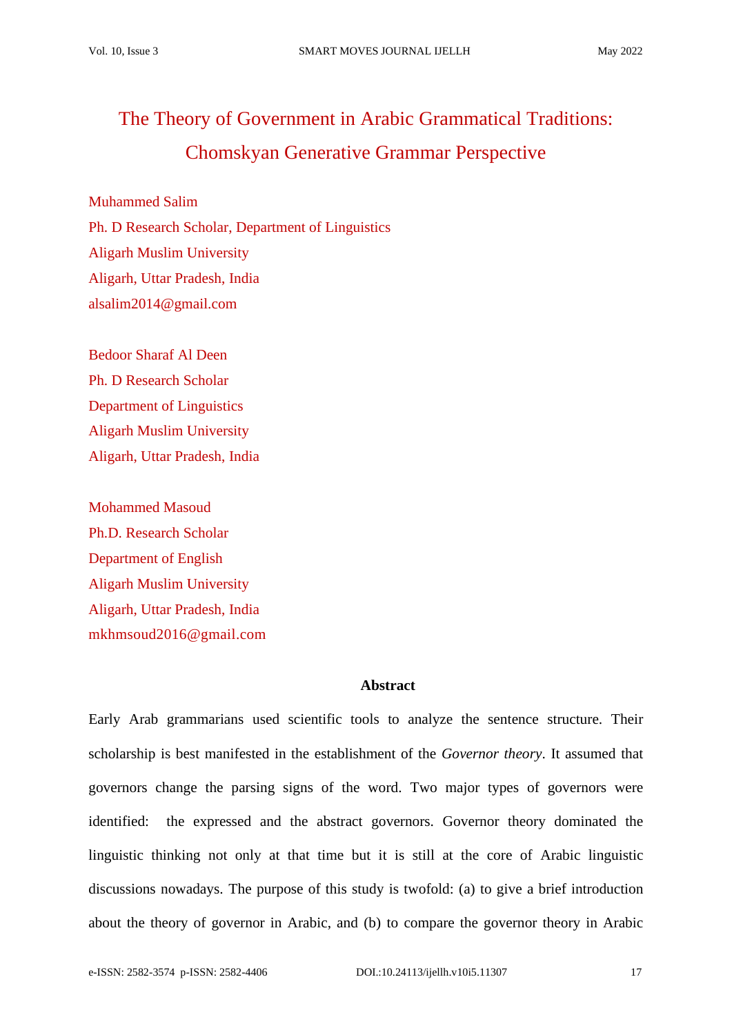# The Theory of Government in Arabic Grammatical Traditions: Chomskyan Generative Grammar Perspective

Muhammed Salim
Ph. D Research Scholar, Department of Linguistics
Aligarh Muslim University
Aligarh, Uttar Pradesh, India
alsalim2014@gmail.com

Bedoor Sharaf Al Deen
Ph. D Research Scholar
Department of Linguistics
Aligarh Muslim University
Aligarh, Uttar Pradesh, India

Mohammed Masoud
Ph.D. Research Scholar
Department of English
Aligarh Muslim University
Aligarh, Uttar Pradesh, India
mkhmsoud2016@gmail.com

## Abstract

Early Arab grammarians used scientific tools to analyze the sentence structure. Their scholarship is best manifested in the establishment of the *Governor theory*. It assumed that governors change the parsing signs of the word. Two major types of governors were identified: the expressed and the abstract governors. Governor theory dominated the linguistic thinking not only at that time but it is still at the core of Arabic linguistic discussions nowadays. The purpose of this study is twofold: (a) to give a brief introduction about the theory of governor in Arabic, and (b) to compare the governor theory in Arabic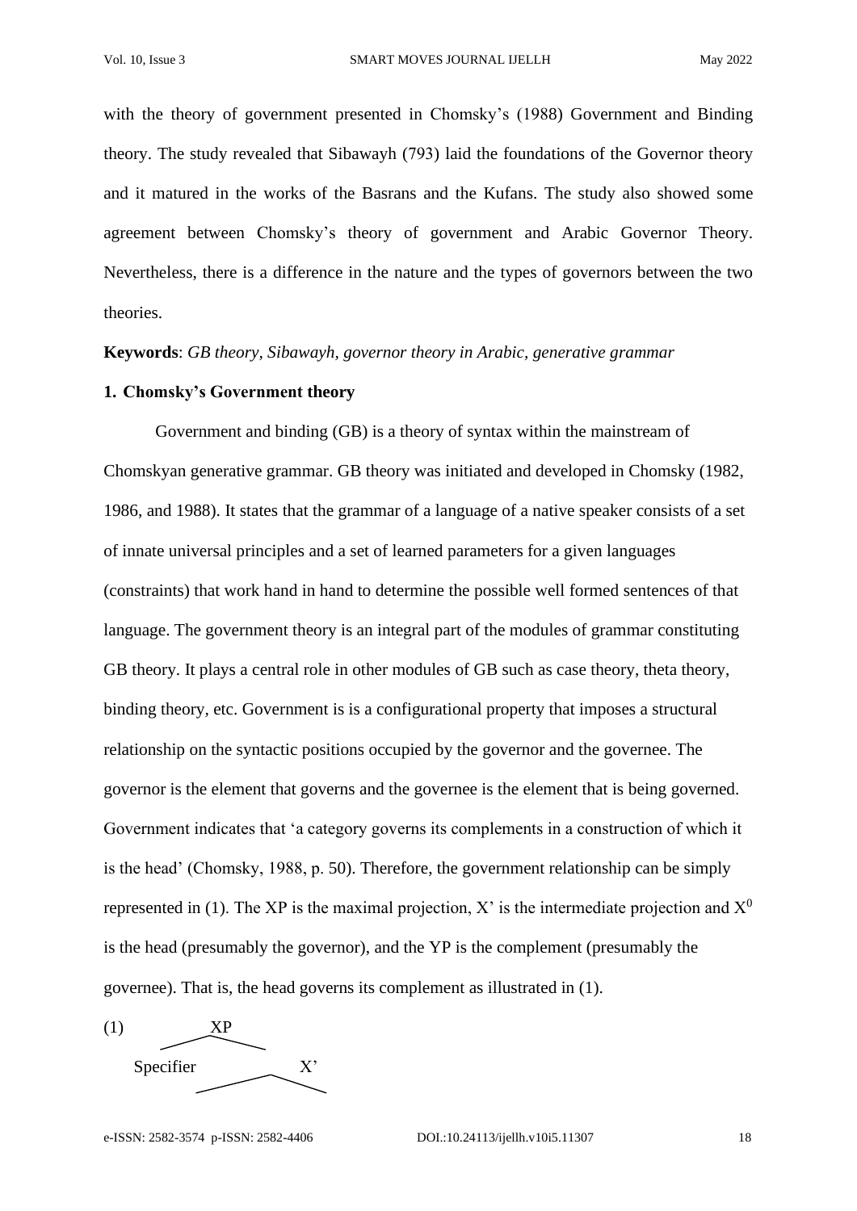with the theory of government presented in Chomsky's (1988) Government and Binding theory. The study revealed that Sibawayh (793) laid the foundations of the Governor theory and it matured in the works of the Basrans and the Kufans. The study also showed some agreement between Chomsky's theory of government and Arabic Governor Theory. Nevertheless, there is a difference in the nature and the types of governors between the two theories.

**Keywords**: *GB theory, Sibawayh, governor theory in Arabic, generative grammar*

## 1. Chomsky's Government theory

Government and binding (GB) is a theory of syntax within the mainstream of Chomskyan generative grammar. GB theory was initiated and developed in Chomsky (1982, 1986, and 1988). It states that the grammar of a language of a native speaker consists of a set of innate universal principles and a set of learned parameters for a given languages (constraints) that work hand in hand to determine the possible well formed sentences of that language. The government theory is an integral part of the modules of grammar constituting GB theory. It plays a central role in other modules of GB such as case theory, theta theory, binding theory, etc. Government is is a configurational property that imposes a structural relationship on the syntactic positions occupied by the governor and the governee. The governor is the element that governs and the governee is the element that is being governed. Government indicates that 'a category governs its complements in a construction of which it is the head' (Chomsky, 1988, p. 50). Therefore, the government relationship can be simply represented in (1). The XP is the maximal projection, X' is the intermediate projection and $X^0$ is the head (presumably the governor), and the YP is the complement (presumably the governee). That is, the head governs its complement as illustrated in (1).

(1)

```
            XP
          /    \
   Specifier    X'
              /    \
```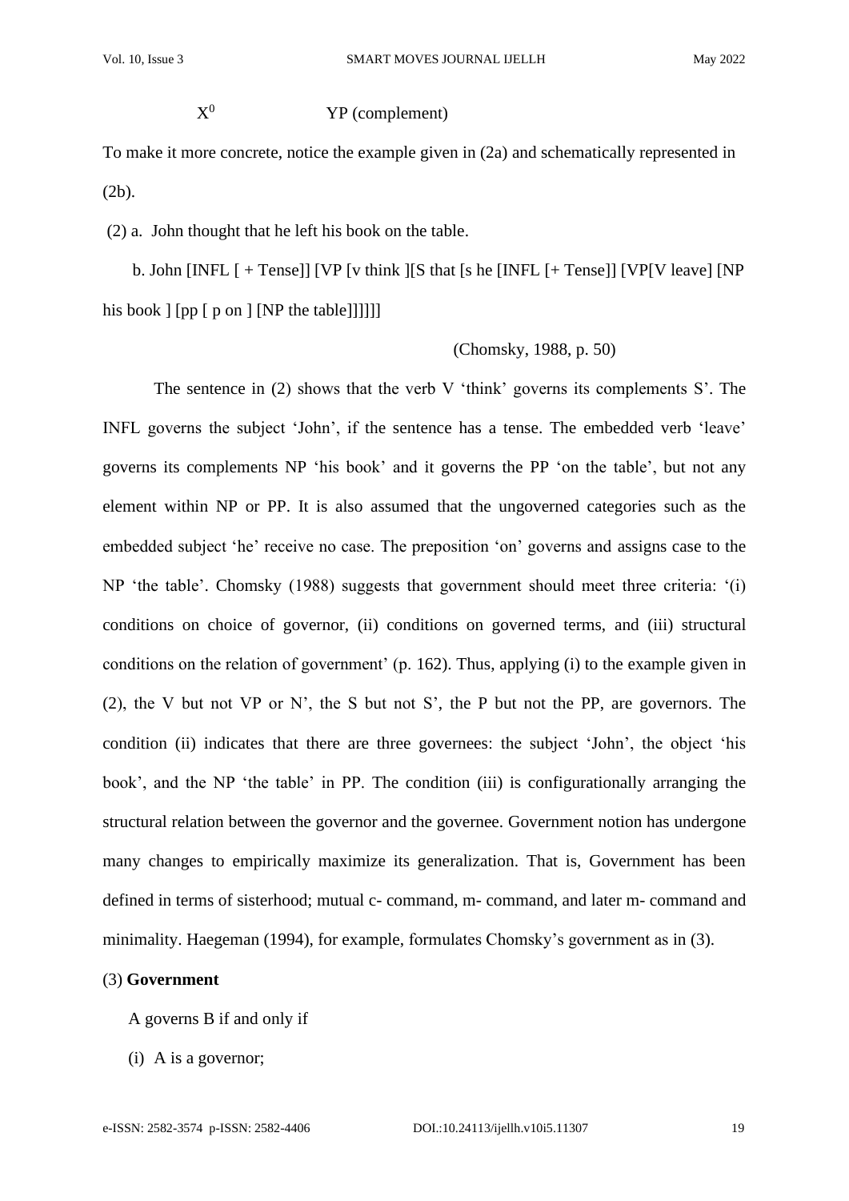$X^0$ YP (complement)

To make it more concrete, notice the example given in (2a) and schematically represented in (2b).

(2) a. John thought that he left his book on the table.

b. John [INFL [ + Tense]] [VP [v think ][S that [s he [INFL [+ Tense]] [VP[V leave] [NP his book ] [pp [ p on ] [NP the table]]]]]]

(Chomsky, 1988, p. 50)

The sentence in (2) shows that the verb V 'think' governs its complements S'. The INFL governs the subject 'John', if the sentence has a tense. The embedded verb 'leave' governs its complements NP 'his book' and it governs the PP 'on the table', but not any element within NP or PP. It is also assumed that the ungoverned categories such as the embedded subject 'he' receive no case. The preposition 'on' governs and assigns case to the NP 'the table'. Chomsky (1988) suggests that government should meet three criteria: '(i) conditions on choice of governor, (ii) conditions on governed terms, and (iii) structural conditions on the relation of government' (p. 162). Thus, applying (i) to the example given in (2), the V but not VP or N', the S but not S', the P but not the PP, are governors. The condition (ii) indicates that there are three governees: the subject 'John', the object 'his book', and the NP 'the table' in PP. The condition (iii) is configurationally arranging the structural relation between the governor and the governee. Government notion has undergone many changes to empirically maximize its generalization. That is, Government has been defined in terms of sisterhood; mutual c- command, m- command, and later m- command and minimality. Haegeman (1994), for example, formulates Chomsky's government as in (3).

(3) **Government**

A governs B if and only if

(i) A is a governor;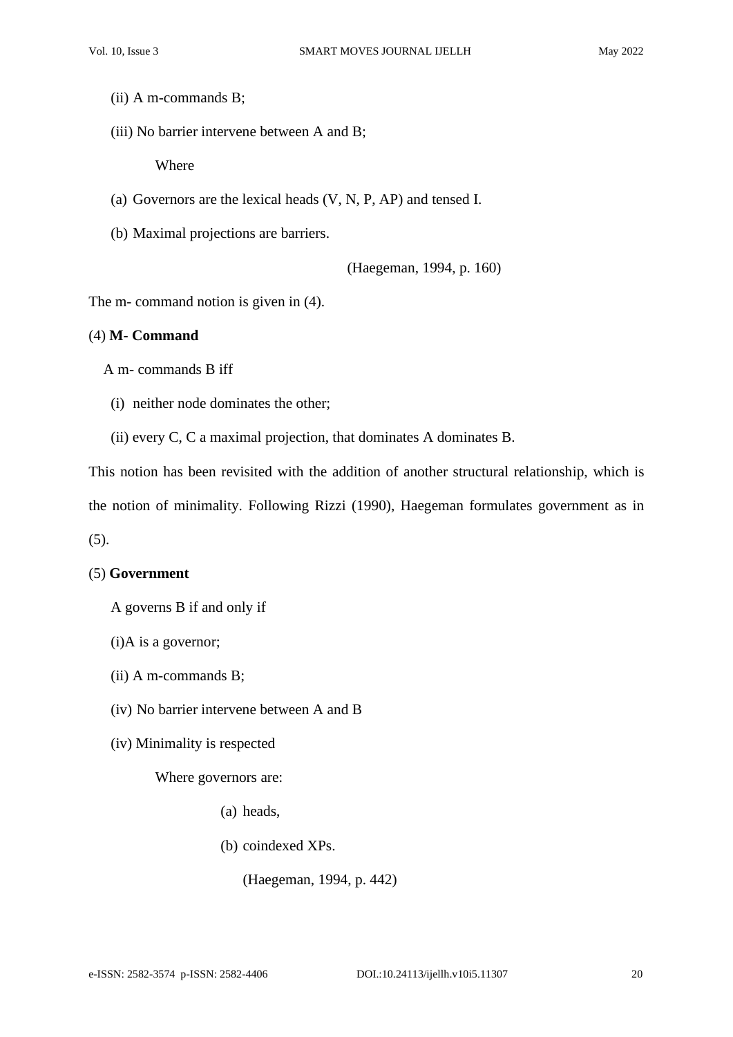(ii) A m-commands B;

(iii) No barrier intervene between A and B;

Where

(a) Governors are the lexical heads (V, N, P, AP) and tensed I.

(b) Maximal projections are barriers.

(Haegeman, 1994, p. 160)

The m- command notion is given in (4).

(4) **M- Command**

A m- commands B iff

(i) neither node dominates the other;

(ii) every C, C a maximal projection, that dominates A dominates B.

This notion has been revisited with the addition of another structural relationship, which is the notion of minimality. Following Rizzi (1990), Haegeman formulates government as in (5).

(5) **Government**

A governs B if and only if

(i)A is a governor;

(ii) A m-commands B;

(iv) No barrier intervene between A and B

(iv) Minimality is respected

Where governors are:

(a) heads,

(b) coindexed XPs.

(Haegeman, 1994, p. 442)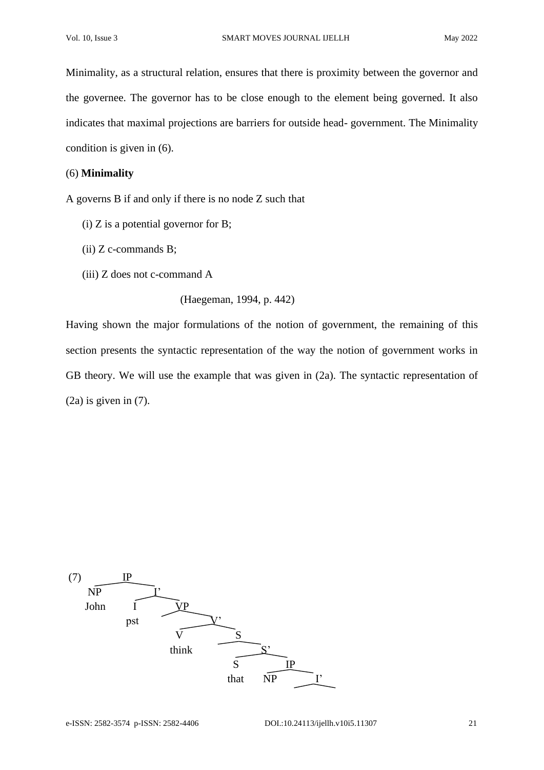Minimality, as a structural relation, ensures that there is proximity between the governor and the governee. The governor has to be close enough to the element being governed. It also indicates that maximal projections are barriers for outside head- government. The Minimality condition is given in (6).

(6) **Minimality**

A governs B if and only if there is no node Z such that

(i) Z is a potential governor for B;

(ii) Z c-commands B;

(iii) Z does not c-command A

(Haegeman, 1994, p. 442)

Having shown the major formulations of the notion of government, the remaining of this section presents the syntactic representation of the way the notion of government works in GB theory. We will use the example that was given in (2a). The syntactic representation of (2a) is given in (7).

```
(7)          IP
      NP           I'
      John    I         VP
              pst            V'
                       V          S
                       think           S'
                                  S         IP
                                  that   NP      I'
```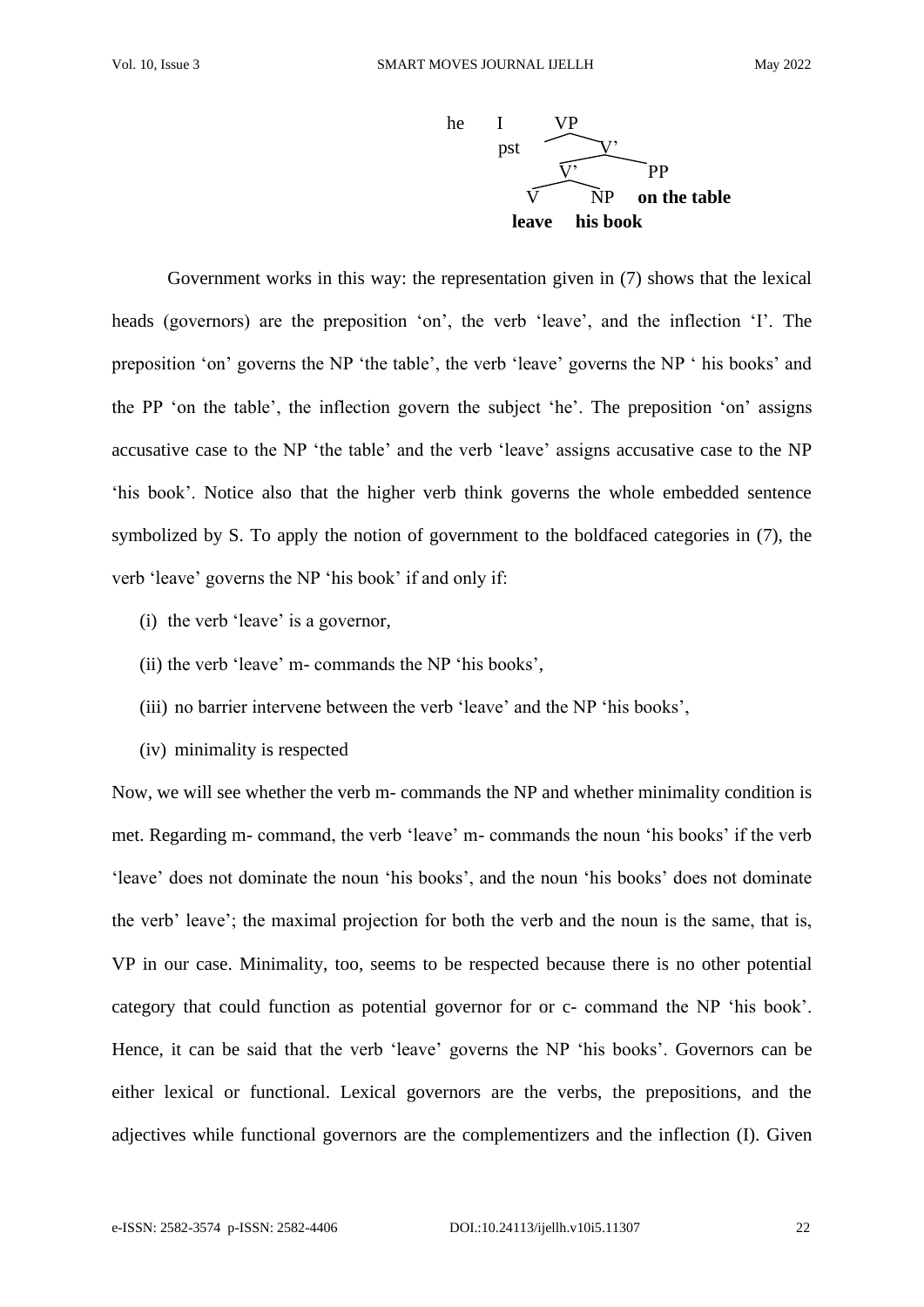```
he   I        VP
     pst     /    \
                   V'
                 /    \
               V'      PP
              /  \
             V    NP   on the table
          leave  his book
```

Government works in this way: the representation given in (7) shows that the lexical heads (governors) are the preposition 'on', the verb 'leave', and the inflection 'I'. The preposition 'on' governs the NP 'the table', the verb 'leave' governs the NP ' his books' and the PP 'on the table', the inflection govern the subject 'he'. The preposition 'on' assigns accusative case to the NP 'the table' and the verb 'leave' assigns accusative case to the NP 'his book'. Notice also that the higher verb think governs the whole embedded sentence symbolized by S. To apply the notion of government to the boldfaced categories in (7), the verb 'leave' governs the NP 'his book' if and only if:

(i) the verb 'leave' is a governor,

(ii) the verb 'leave' m- commands the NP 'his books',

(iii) no barrier intervene between the verb 'leave' and the NP 'his books',

(iv) minimality is respected

Now, we will see whether the verb m- commands the NP and whether minimality condition is met. Regarding m- command, the verb 'leave' m- commands the noun 'his books' if the verb 'leave' does not dominate the noun 'his books', and the noun 'his books' does not dominate the verb' leave'; the maximal projection for both the verb and the noun is the same, that is, VP in our case. Minimality, too, seems to be respected because there is no other potential category that could function as potential governor for or c- command the NP 'his book'. Hence, it can be said that the verb 'leave' governs the NP 'his books'. Governors can be either lexical or functional. Lexical governors are the verbs, the prepositions, and the adjectives while functional governors are the complementizers and the inflection (I). Given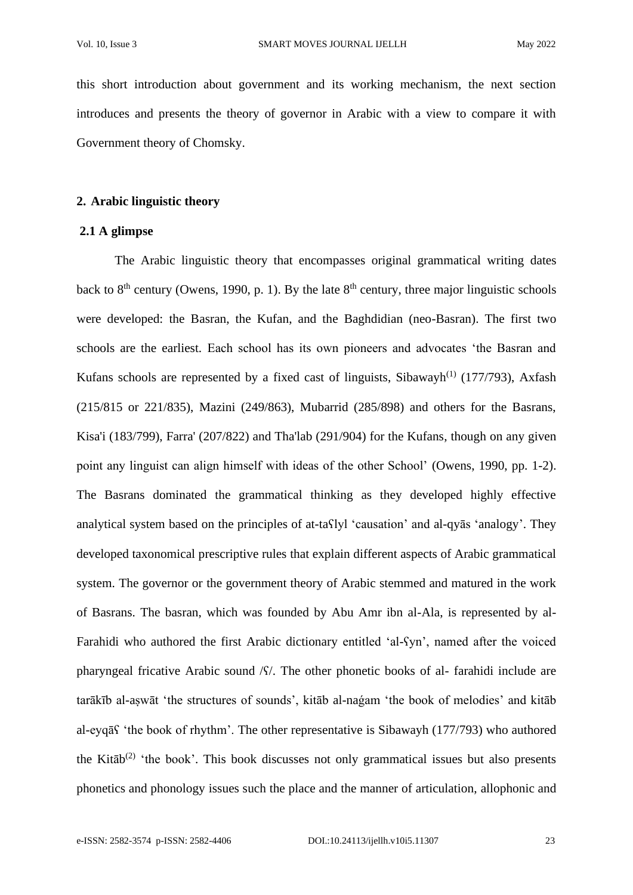this short introduction about government and its working mechanism, the next section introduces and presents the theory of governor in Arabic with a view to compare it with Government theory of Chomsky.

## 2. Arabic linguistic theory

### 2.1 A glimpse

The Arabic linguistic theory that encompasses original grammatical writing dates back to 8th century (Owens, 1990, p. 1). By the late 8th century, three major linguistic schools were developed: the Basran, the Kufan, and the Baghdidian (neo-Basran). The first two schools are the earliest. Each school has its own pioneers and advocates 'the Basran and Kufans schools are represented by a fixed cast of linguists, Sibawayh[(1)] (177/793), Axfash (215/815 or 221/835), Mazini (249/863), Mubarrid (285/898) and others for the Basrans, Kisa'i (183/799), Farra' (207/822) and Tha'lab (291/904) for the Kufans, though on any given point any linguist can align himself with ideas of the other School' (Owens, 1990, pp. 1-2). The Basrans dominated the grammatical thinking as they developed highly effective analytical system based on the principles of at-taʕlyl 'causation' and al-qyās 'analogy'. They developed taxonomical prescriptive rules that explain different aspects of Arabic grammatical system. The governor or the government theory of Arabic stemmed and matured in the work of Basrans. The basran, which was founded by Abu Amr ibn al-Ala, is represented by al-Farahidi who authored the first Arabic dictionary entitled 'al-ʕyn', named after the voiced pharyngeal fricative Arabic sound /ʕ/. The other phonetic books of al- farahidi include are tarākīb al-aṣwāt 'the structures of sounds', kitāb al-naǵam 'the book of melodies' and kitāb al-eyqāʕ 'the book of rhythm'. The other representative is Sibawayh (177/793) who authored the Kitāb[(2)] 'the book'. This book discusses not only grammatical issues but also presents phonetics and phonology issues such the place and the manner of articulation, allophonic and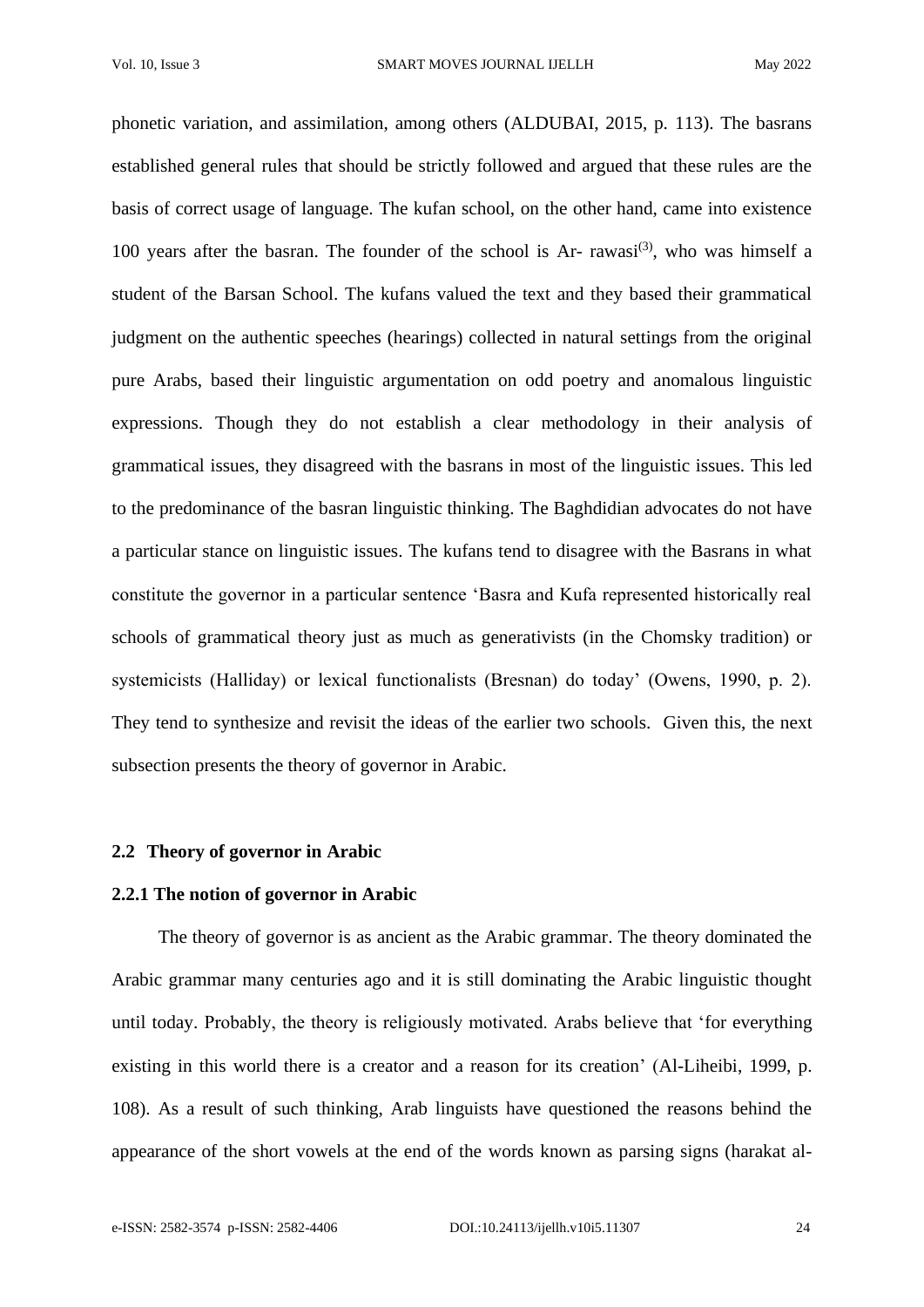phonetic variation, and assimilation, among others (ALDUBAI, 2015, p. 113). The basrans established general rules that should be strictly followed and argued that these rules are the basis of correct usage of language. The kufan school, on the other hand, came into existence 100 years after the basran. The founder of the school is Ar- rawasi[(3)], who was himself a student of the Barsan School. The kufans valued the text and they based their grammatical judgment on the authentic speeches (hearings) collected in natural settings from the original pure Arabs, based their linguistic argumentation on odd poetry and anomalous linguistic expressions. Though they do not establish a clear methodology in their analysis of grammatical issues, they disagreed with the basrans in most of the linguistic issues. This led to the predominance of the basran linguistic thinking. The Baghdidian advocates do not have a particular stance on linguistic issues. The kufans tend to disagree with the Basrans in what constitute the governor in a particular sentence 'Basra and Kufa represented historically real schools of grammatical theory just as much as generativists (in the Chomsky tradition) or systemicists (Halliday) or lexical functionalists (Bresnan) do today' (Owens, 1990, p. 2). They tend to synthesize and revisit the ideas of the earlier two schools. Given this, the next subsection presents the theory of governor in Arabic.

## 2.2 Theory of governor in Arabic

### 2.2.1 The notion of governor in Arabic

The theory of governor is as ancient as the Arabic grammar. The theory dominated the Arabic grammar many centuries ago and it is still dominating the Arabic linguistic thought until today. Probably, the theory is religiously motivated. Arabs believe that 'for everything existing in this world there is a creator and a reason for its creation' (Al-Liheibi, 1999, p. 108). As a result of such thinking, Arab linguists have questioned the reasons behind the appearance of the short vowels at the end of the words known as parsing signs (harakat al-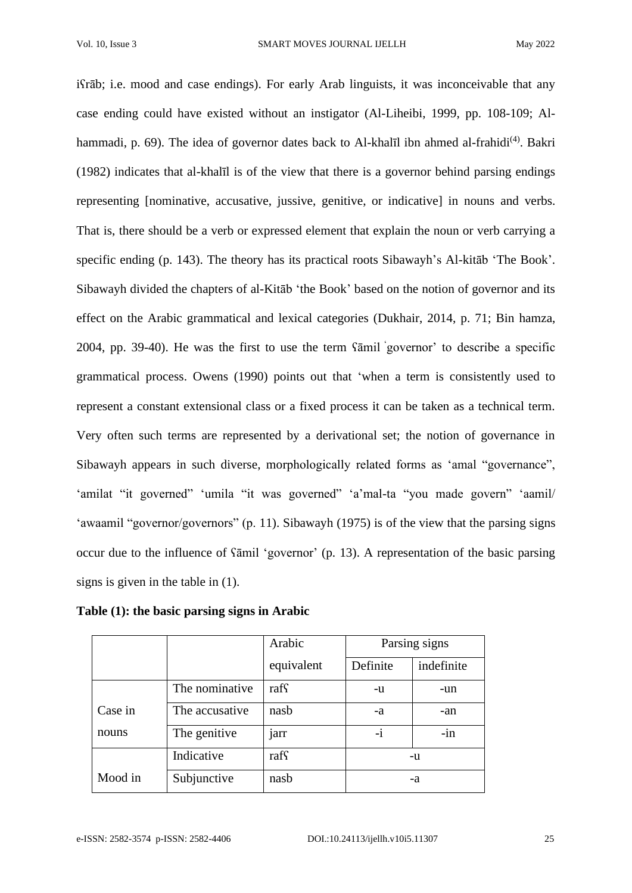iʕrāb; i.e. mood and case endings). For early Arab linguists, it was inconceivable that any case ending could have existed without an instigator (Al-Liheibi, 1999, pp. 108-109; Al-hammadi, p. 69). The idea of governor dates back to Al-khalīl ibn ahmed al-frahidi[(4)]. Bakri (1982) indicates that al-khalīl is of the view that there is a governor behind parsing endings representing [nominative, accusative, jussive, genitive, or indicative] in nouns and verbs. That is, there should be a verb or expressed element that explain the noun or verb carrying a specific ending (p. 143). The theory has its practical roots Sibawayh's Al-kitāb 'The Book'. Sibawayh divided the chapters of al-Kitāb 'the Book' based on the notion of governor and its effect on the Arabic grammatical and lexical categories (Dukhair, 2014, p. 71; Bin hamza, 2004, pp. 39-40). He was the first to use the term ʕāmil ˋgovernor' to describe a specific grammatical process. Owens (1990) points out that 'when a term is consistently used to represent a constant extensional class or a fixed process it can be taken as a technical term. Very often such terms are represented by a derivational set; the notion of governance in Sibawayh appears in such diverse, morphologically related forms as 'amal "governance", 'amilat "it governed" 'umila "it was governed" 'a'mal-ta "you made govern" 'aamil/ 'awaamil "governor/governors" (p. 11). Sibawayh (1975) is of the view that the parsing signs occur due to the influence of ʕāmil 'governor' (p. 13). A representation of the basic parsing signs is given in the table in (1).

**Table (1): the basic parsing signs in Arabic**

| | | Arabic equivalent | Parsing signs | |
|---|---|---|---|---|
| | | | Definite | indefinite |
| Case in nouns | The nominative | rafʕ | -u | -un |
| | The accusative | nasb | -a | -an |
| | The genitive | jarr | -i | -in |
| Mood in | Indicative | rafʕ | -u | |
| | Subjunctive | nasb | -a | |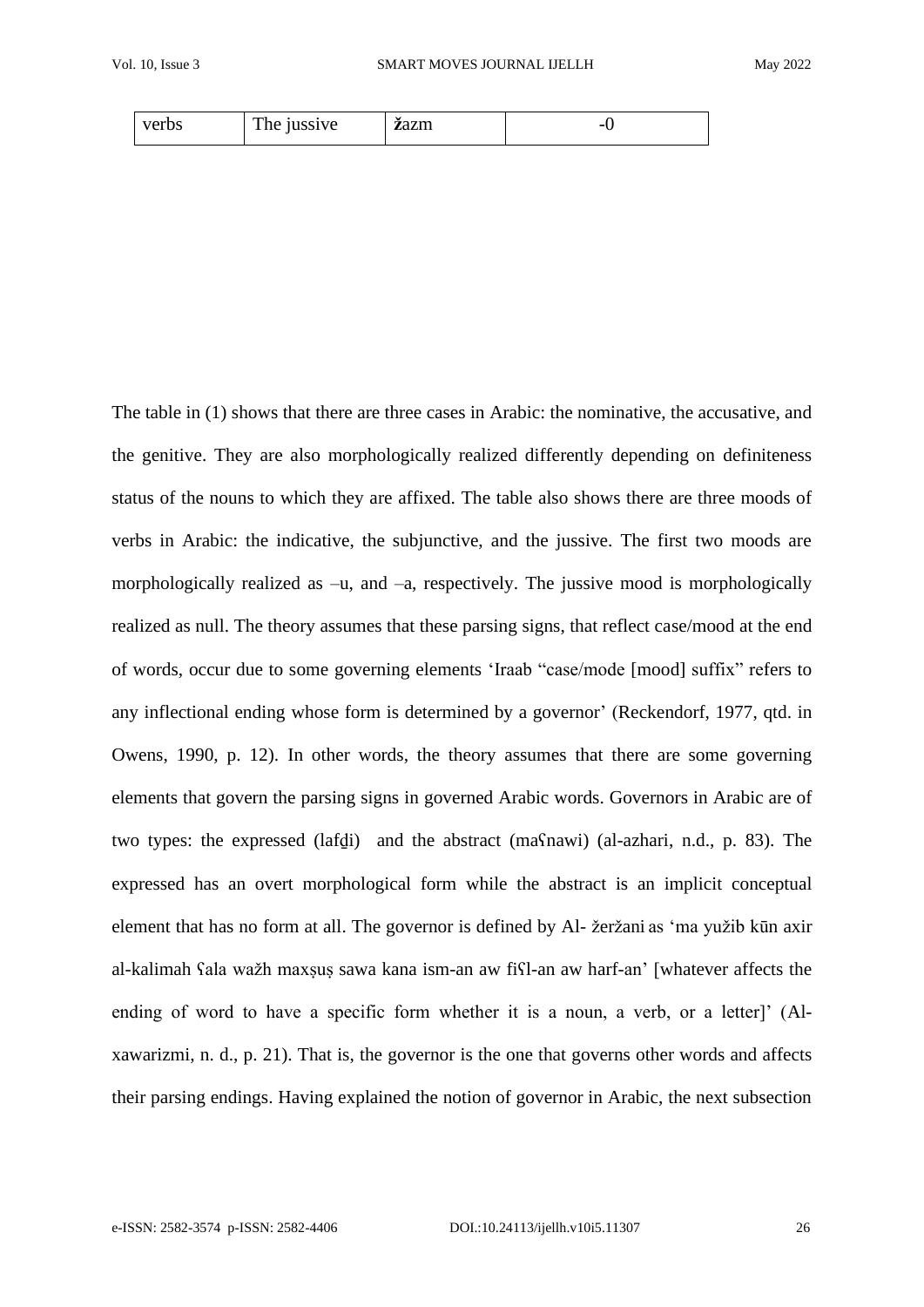| verbs | The jussive | **ž**azm | -0 |
|---|---|---|---|

The table in (1) shows that there are three cases in Arabic: the nominative, the accusative, and the genitive. They are also morphologically realized differently depending on definiteness status of the nouns to which they are affixed. The table also shows there are three moods of verbs in Arabic: the indicative, the subjunctive, and the jussive. The first two moods are morphologically realized as –u, and –a, respectively. The jussive mood is morphologically realized as null. The theory assumes that these parsing signs, that reflect case/mood at the end of words, occur due to some governing elements 'Iraab "case/mode [mood] suffix" refers to any inflectional ending whose form is determined by a governor' (Reckendorf, 1977, qtd. in Owens, 1990, p. 12). In other words, the theory assumes that there are some governing elements that govern the parsing signs in governed Arabic words. Governors in Arabic are of two types: the expressed (lafḏi) and the abstract (maʕnawi) (al-azhari, n.d., p. 83). The expressed has an overt morphological form while the abstract is an implicit conceptual element that has no form at all. The governor is defined by Al- žeržani as 'ma yužib kūn axir al-kalimah ʕala wažh maxṣuṣ sawa kana ism-an aw fiʕl-an aw harf-an' [whatever affects the ending of word to have a specific form whether it is a noun, a verb, or a letter]' (Al-xawarizmi, n. d., p. 21). That is, the governor is the one that governs other words and affects their parsing endings. Having explained the notion of governor in Arabic, the next subsection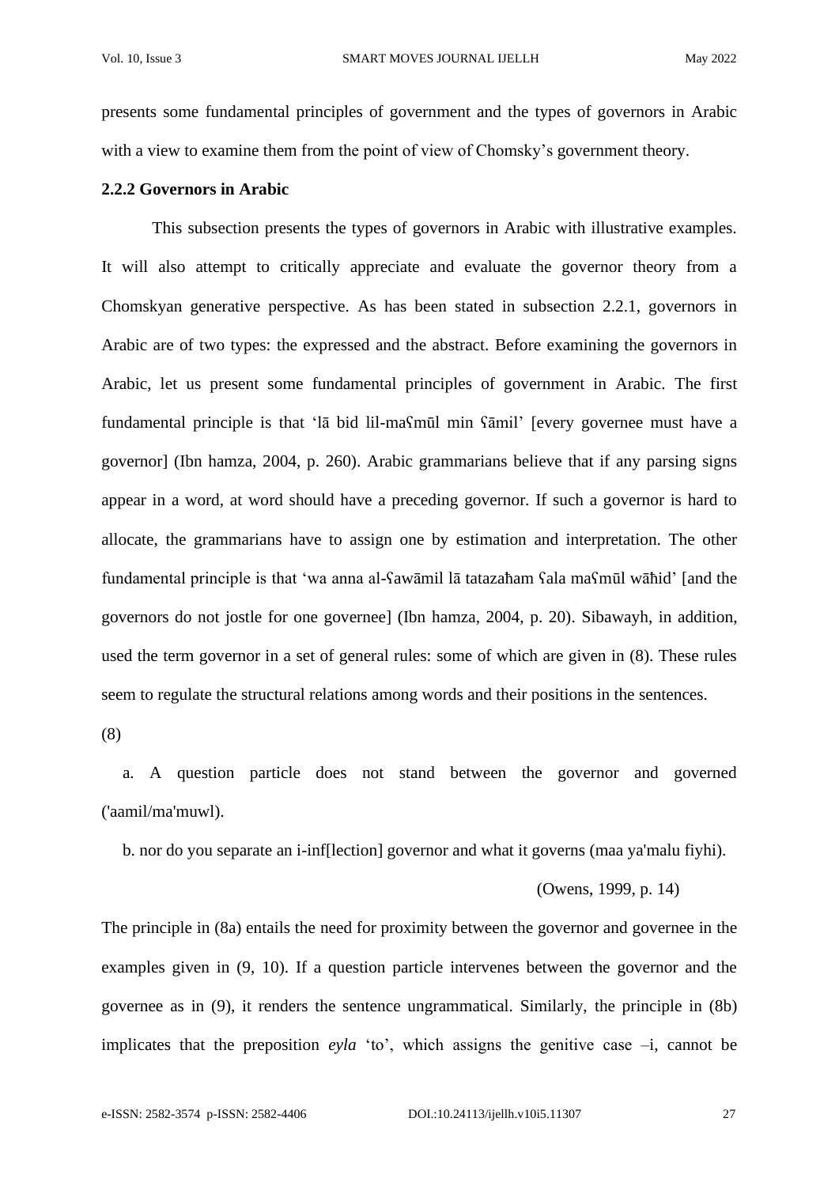presents some fundamental principles of government and the types of governors in Arabic with a view to examine them from the point of view of Chomsky's government theory.

**2.2.2 Governors in Arabic**

This subsection presents the types of governors in Arabic with illustrative examples. It will also attempt to critically appreciate and evaluate the governor theory from a Chomskyan generative perspective. As has been stated in subsection 2.2.1, governors in Arabic are of two types: the expressed and the abstract. Before examining the governors in Arabic, let us present some fundamental principles of government in Arabic. The first fundamental principle is that 'lā bid lil-maʕmūl min ʕāmil' [every governee must have a governor] (Ibn hamza, 2004, p. 260). Arabic grammarians believe that if any parsing signs appear in a word, at word should have a preceding governor. If such a governor is hard to allocate, the grammarians have to assign one by estimation and interpretation. The other fundamental principle is that 'wa anna al-ʕawāmil lā tatazaħam ʕala maʕmūl wāħid' [and the governors do not jostle for one governee] (Ibn hamza, 2004, p. 20). Sibawayh, in addition, used the term governor in a set of general rules: some of which are given in (8). These rules seem to regulate the structural relations among words and their positions in the sentences.

(8)

a. A question particle does not stand between the governor and governed ('aamil/ma'muwl).

b. nor do you separate an i-inf[lection] governor and what it governs (maa ya'malu fiyhi).

(Owens, 1999, p. 14)

The principle in (8a) entails the need for proximity between the governor and governee in the examples given in (9, 10). If a question particle intervenes between the governor and the governee as in (9), it renders the sentence ungrammatical. Similarly, the principle in (8b) implicates that the preposition *eyla* 'to', which assigns the genitive case –i, cannot be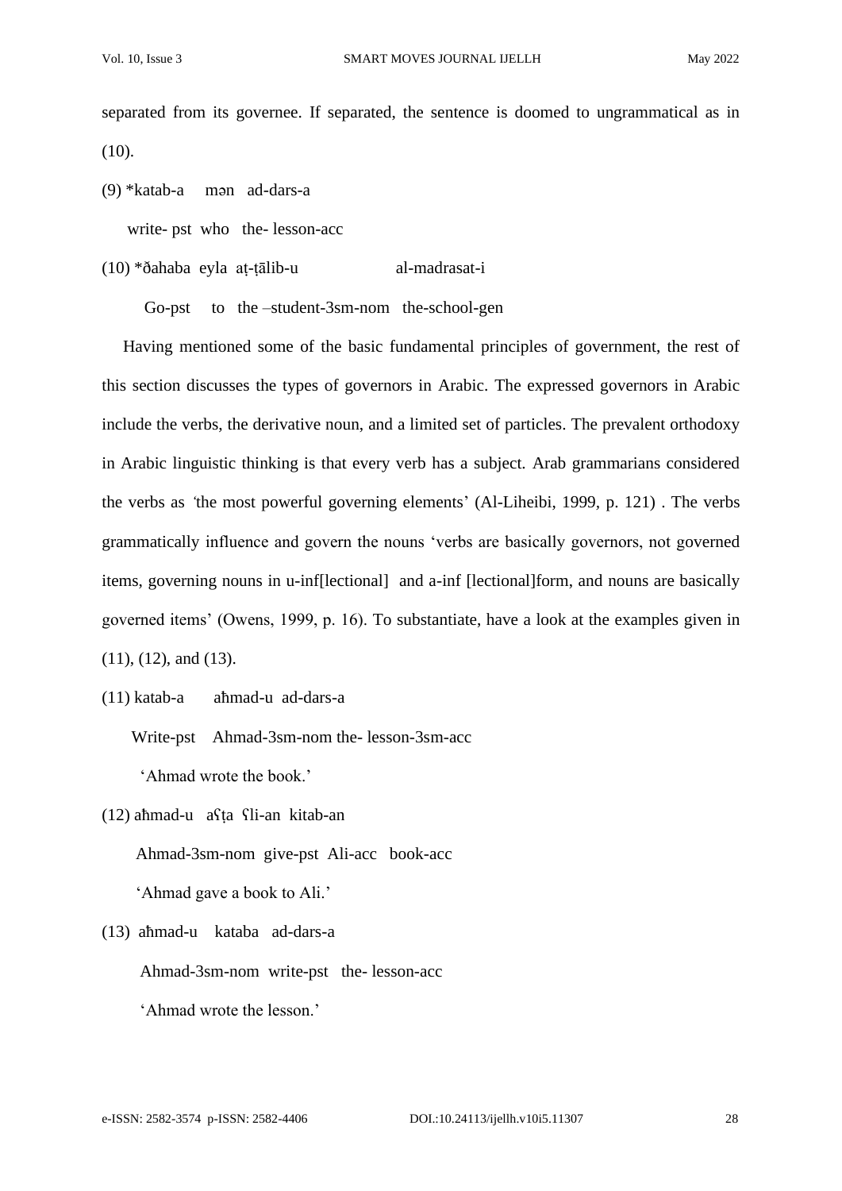separated from its governee. If separated, the sentence is doomed to ungrammatical as in (10).

(9) *katab-a   mən  ad-dars-a

  write- pst  who  the- lesson-acc

(10) *ðahaba  eyla  aṭ-ṭālib-u       al-madrasat-i

  Go-pst   to  the –student-3sm-nom  the-school-gen

Having mentioned some of the basic fundamental principles of government, the rest of this section discusses the types of governors in Arabic. The expressed governors in Arabic include the verbs, the derivative noun, and a limited set of particles. The prevalent orthodoxy in Arabic linguistic thinking is that every verb has a subject. Arab grammarians considered the verbs as 'the most powerful governing elements' (Al-Liheibi, 1999, p. 121) . The verbs grammatically influence and govern the nouns 'verbs are basically governors, not governed items, governing nouns in u-inf[lectional]  and a-inf [lectional]form, and nouns are basically governed items' (Owens, 1999, p. 16). To substantiate, have a look at the examples given in (11), (12), and (13).

(11) katab-a   aħmad-u  ad-dars-a

  Write-pst  Ahmad-3sm-nom the- lesson-3sm-acc

  'Ahmad wrote the book.'

(12) aħmad-u  aʕṭa  ʕli-an  kitab-an

  Ahmad-3sm-nom  give-pst  Ali-acc  book-acc

  'Ahmad gave a book to Ali.'

(13) aħmad-u  kataba  ad-dars-a

  Ahmad-3sm-nom  write-pst  the- lesson-acc

  'Ahmad wrote the lesson.'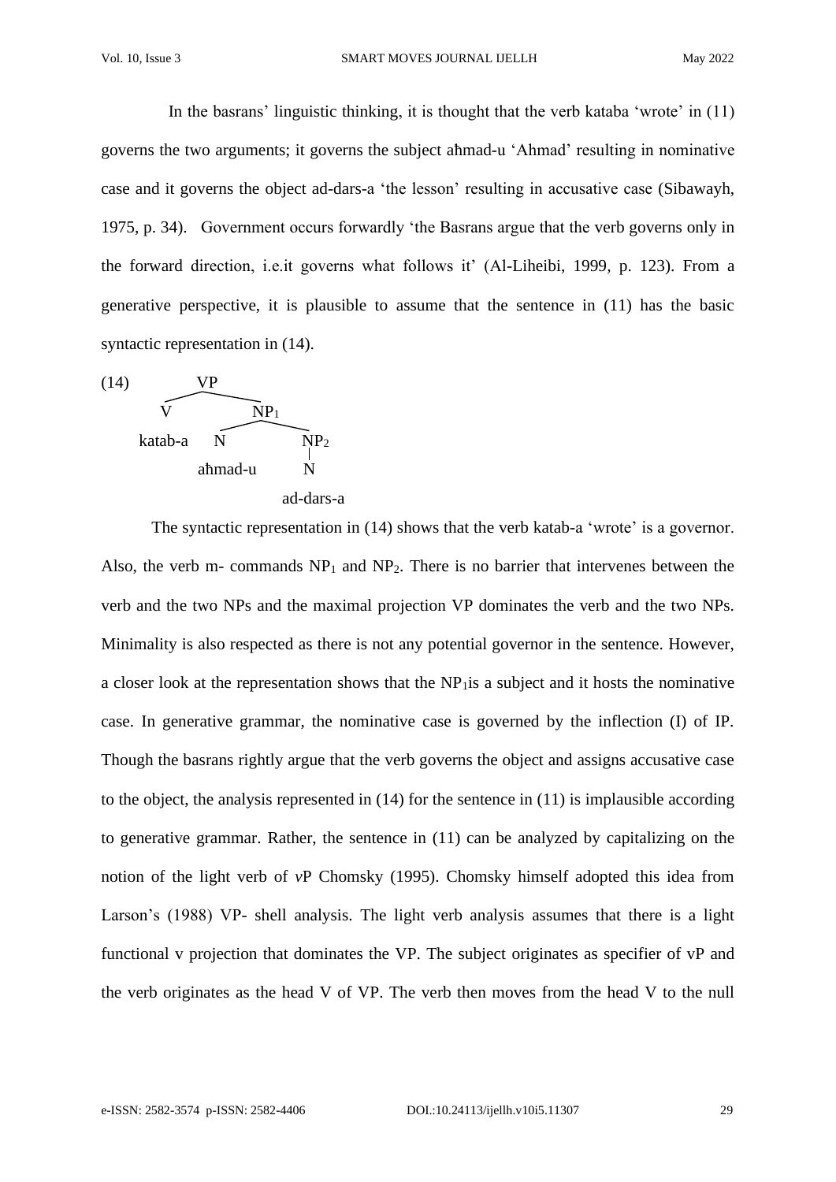In the basrans' linguistic thinking, it is thought that the verb kataba 'wrote' in (11) governs the two arguments; it governs the subject aħmad-u 'Ahmad' resulting in nominative case and it governs the object ad-dars-a 'the lesson' resulting in accusative case (Sibawayh, 1975, p. 34). Government occurs forwardly 'the Basrans argue that the verb governs only in the forward direction, i.e.it governs what follows it' (Al-Liheibi, 1999, p. 123). From a generative perspective, it is plausible to assume that the sentence in (11) has the basic syntactic representation in (14).

```
(14)          VP
          /        \
         V          NP1
         |        /     \
      katab-a    N       NP2
                 |        |
              aħmad-u     N
                          |
                       ad-dars-a
```

The syntactic representation in (14) shows that the verb katab-a 'wrote' is a governor. Also, the verb m- commands $NP_1$ and $NP_2$. There is no barrier that intervenes between the verb and the two NPs and the maximal projection VP dominates the verb and the two NPs. Minimality is also respected as there is not any potential governor in the sentence. However, a closer look at the representation shows that the $NP_1$is a subject and it hosts the nominative case. In generative grammar, the nominative case is governed by the inflection (I) of IP. Though the basrans rightly argue that the verb governs the object and assigns accusative case to the object, the analysis represented in (14) for the sentence in (11) is implausible according to generative grammar. Rather, the sentence in (11) can be analyzed by capitalizing on the notion of the light verb of *v*P Chomsky (1995). Chomsky himself adopted this idea from Larson's (1988) VP- shell analysis. The light verb analysis assumes that there is a light functional v projection that dominates the VP. The subject originates as specifier of vP and the verb originates as the head V of VP. The verb then moves from the head V to the null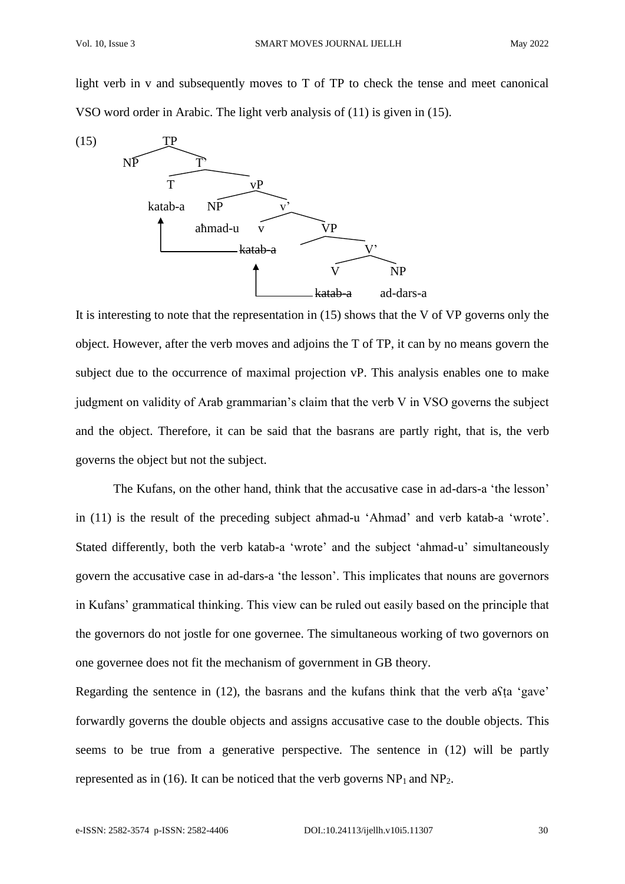light verb in v and subsequently moves to T of TP to check the tense and meet canonical VSO word order in Arabic. The light verb analysis of (11) is given in (15).

```
(15)            TP
          NP          T'
                T            vP
             katab-a    NP         v'
                      aħmad-u   v          VP
                             katab-a            V'
                                            V         NP
                                         katab-a    ad-dars-a
```

It is interesting to note that the representation in (15) shows that the V of VP governs only the object. However, after the verb moves and adjoins the T of TP, it can by no means govern the subject due to the occurrence of maximal projection vP. This analysis enables one to make judgment on validity of Arab grammarian's claim that the verb V in VSO governs the subject and the object. Therefore, it can be said that the basrans are partly right, that is, the verb governs the object but not the subject.

The Kufans, on the other hand, think that the accusative case in ad-dars-a 'the lesson' in (11) is the result of the preceding subject aħmad-u 'Ahmad' and verb katab-a 'wrote'. Stated differently, both the verb katab-a 'wrote' and the subject 'ahmad-u' simultaneously govern the accusative case in ad-dars-a 'the lesson'. This implicates that nouns are governors in Kufans' grammatical thinking. This view can be ruled out easily based on the principle that the governors do not jostle for one governee. The simultaneous working of two governors on one governee does not fit the mechanism of government in GB theory.

Regarding the sentence in (12), the basrans and the kufans think that the verb aʕṭa 'gave' forwardly governs the double objects and assigns accusative case to the double objects. This seems to be true from a generative perspective. The sentence in (12) will be partly represented as in (16). It can be noticed that the verb governs $NP_1$ and $NP_2$.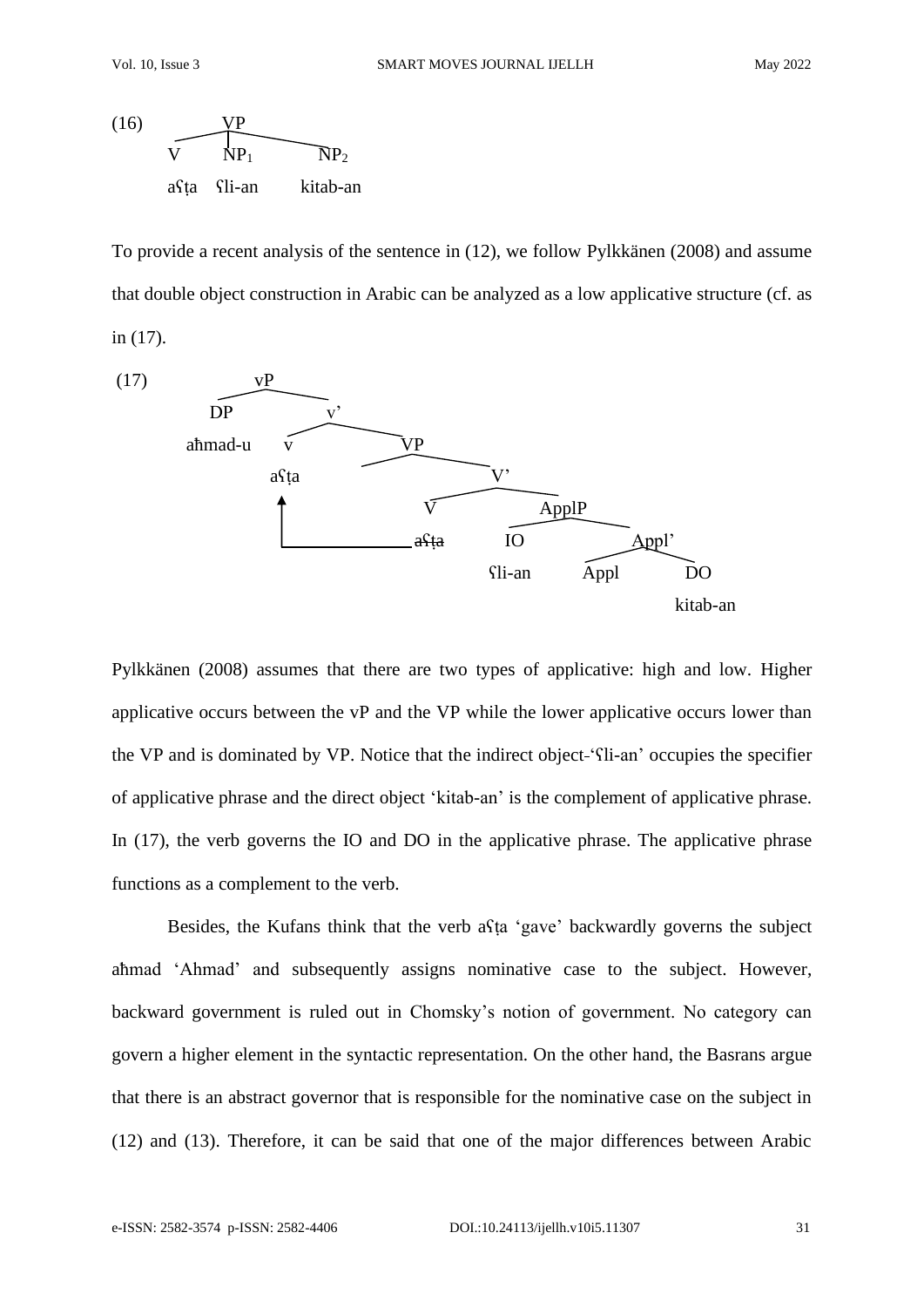(16)

```
        VP
   ┌────┼────────┐
   V    NP1      NP2
  aʕṭa  ʕli-an   kitab-an
```

To provide a recent analysis of the sentence in (12), we follow Pylkkänen (2008) and assume that double object construction in Arabic can be analyzed as a low applicative structure (cf. as in (17).

(17)

```
              vP
         ┌────┴────┐
         DP        v'
       aħmad-u  ┌──┴──────┐
                v         VP
               aʕṭa       └───┐
                ▲             V'
                │        ┌────┴────┐
                │        V         ApplP
                └─────── a̶ʕ̶ṭ̶a̶   ┌────┴────┐
                              IO        Appl'
                            ʕli-an   ┌───┴───┐
                                     Appl    DO
                                           kitab-an
```

Pylkkänen (2008) assumes that there are two types of applicative: high and low. Higher applicative occurs between the vP and the VP while the lower applicative occurs lower than the VP and is dominated by VP. Notice that the indirect object-'ʕli-an' occupies the specifier of applicative phrase and the direct object 'kitab-an' is the complement of applicative phrase. In (17), the verb governs the IO and DO in the applicative phrase. The applicative phrase functions as a complement to the verb.

Besides, the Kufans think that the verb aʕṭa 'gave' backwardly governs the subject aħmad 'Ahmad' and subsequently assigns nominative case to the subject. However, backward government is ruled out in Chomsky's notion of government. No category can govern a higher element in the syntactic representation. On the other hand, the Basrans argue that there is an abstract governor that is responsible for the nominative case on the subject in (12) and (13). Therefore, it can be said that one of the major differences between Arabic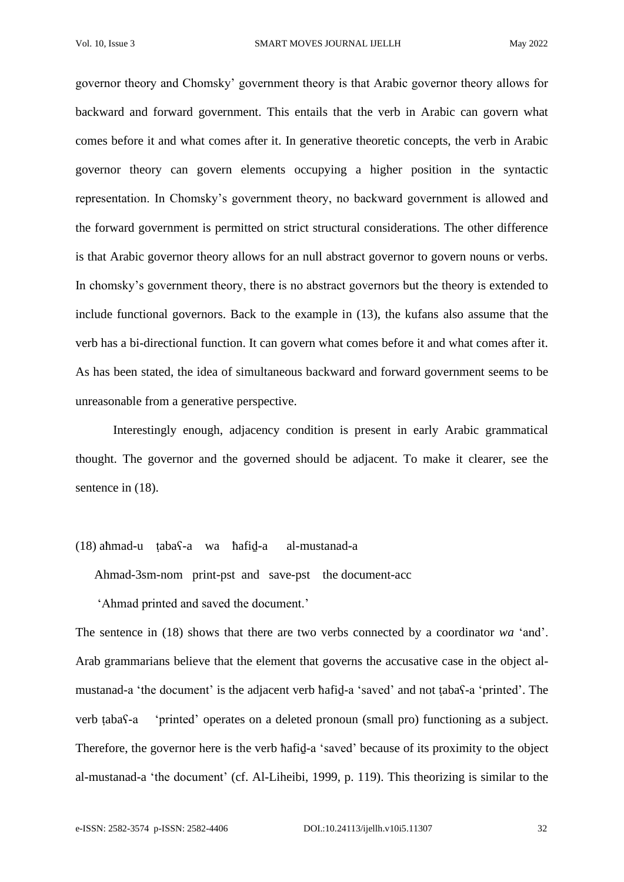governor theory and Chomsky' government theory is that Arabic governor theory allows for backward and forward government. This entails that the verb in Arabic can govern what comes before it and what comes after it. In generative theoretic concepts, the verb in Arabic governor theory can govern elements occupying a higher position in the syntactic representation. In Chomsky's government theory, no backward government is allowed and the forward government is permitted on strict structural considerations. The other difference is that Arabic governor theory allows for an null abstract governor to govern nouns or verbs. In chomsky's government theory, there is no abstract governors but the theory is extended to include functional governors. Back to the example in (13), the kufans also assume that the verb has a bi-directional function. It can govern what comes before it and what comes after it. As has been stated, the idea of simultaneous backward and forward government seems to be unreasonable from a generative perspective.

Interestingly enough, adjacency condition is present in early Arabic grammatical thought. The governor and the governed should be adjacent. To make it clearer, see the sentence in (18).

(18) aħmad-u ṭabaʕ-a wa ħafiḏ-a al-mustanad-a

Ahmad-3sm-nom print-pst and save-pst the document-acc

'Ahmad printed and saved the document.'

The sentence in (18) shows that there are two verbs connected by a coordinator *wa* 'and'. Arab grammarians believe that the element that governs the accusative case in the object al-mustanad-a 'the document' is the adjacent verb ħafiḏ-a 'saved' and not ṭabaʕ-a 'printed'. The verb ṭabaʕ-a 'printed' operates on a deleted pronoun (small pro) functioning as a subject. Therefore, the governor here is the verb ħafiḏ-a 'saved' because of its proximity to the object al-mustanad-a 'the document' (cf. Al-Liheibi, 1999, p. 119). This theorizing is similar to the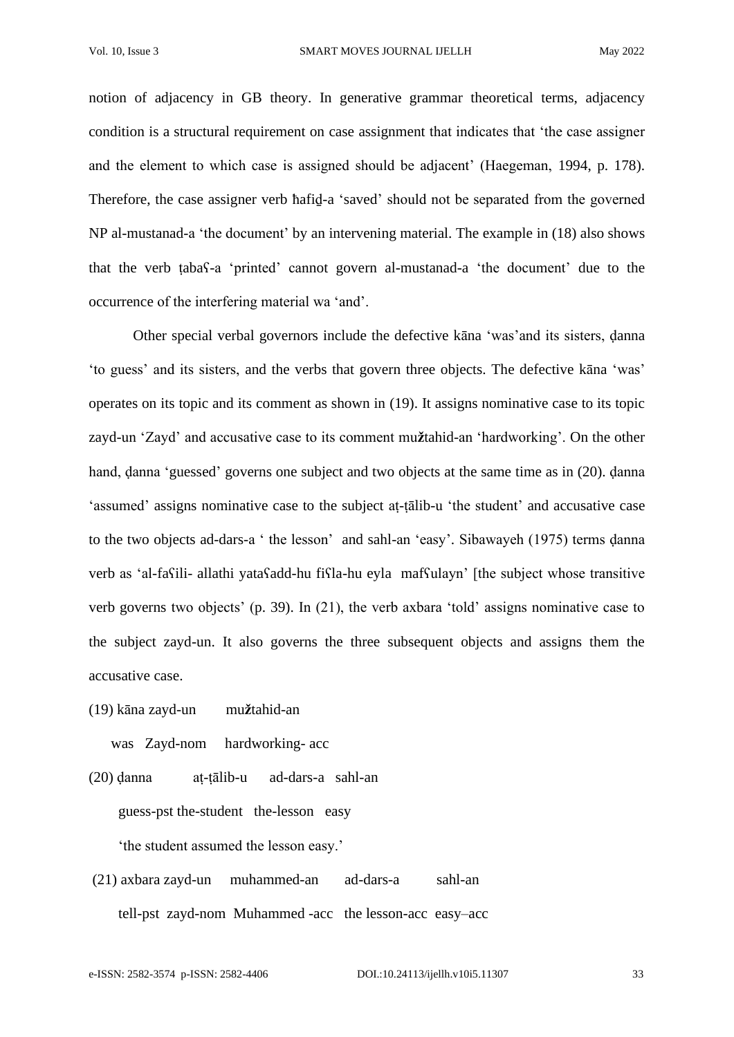notion of adjacency in GB theory. In generative grammar theoretical terms, adjacency condition is a structural requirement on case assignment that indicates that 'the case assigner and the element to which case is assigned should be adjacent' (Haegeman, 1994, p. 178). Therefore, the case assigner verb ħafiḏ-a 'saved' should not be separated from the governed NP al-mustanad-a 'the document' by an intervening material. The example in (18) also shows that the verb ṭabaʕ-a 'printed' cannot govern al-mustanad-a 'the document' due to the occurrence of the interfering material wa 'and'.

Other special verbal governors include the defective kāna 'was'and its sisters, ḍanna 'to guess' and its sisters, and the verbs that govern three objects. The defective kāna 'was' operates on its topic and its comment as shown in (19). It assigns nominative case to its topic zayd-un 'Zayd' and accusative case to its comment mu**ž**tahid-an 'hardworking'. On the other hand, ḍanna 'guessed' governs one subject and two objects at the same time as in (20). ḍanna 'assumed' assigns nominative case to the subject aṭ-ṭālib-u 'the student' and accusative case to the two objects ad-dars-a ' the lesson' and sahl-an 'easy'. Sibawayeh (1975) terms ḍanna verb as 'al-faʕili- allathi yataʕadd-hu fiʕla-hu eyla mafʕulayn' [the subject whose transitive verb governs two objects' (p. 39). In (21), the verb axbara 'told' assigns nominative case to the subject zayd-un. It also governs the three subsequent objects and assigns them the accusative case.

(19) kāna zayd-un mu**ž**tahid-an

was Zayd-nom hardworking- acc

(20) ḍanna aṭ-ṭālib-u ad-dars-a sahl-an

guess-pst the-student the-lesson easy

'the student assumed the lesson easy.'

(21) axbara zayd-un muhammed-an ad-dars-a sahl-an

tell-pst zayd-nom Muhammed -acc the lesson-acc easy–acc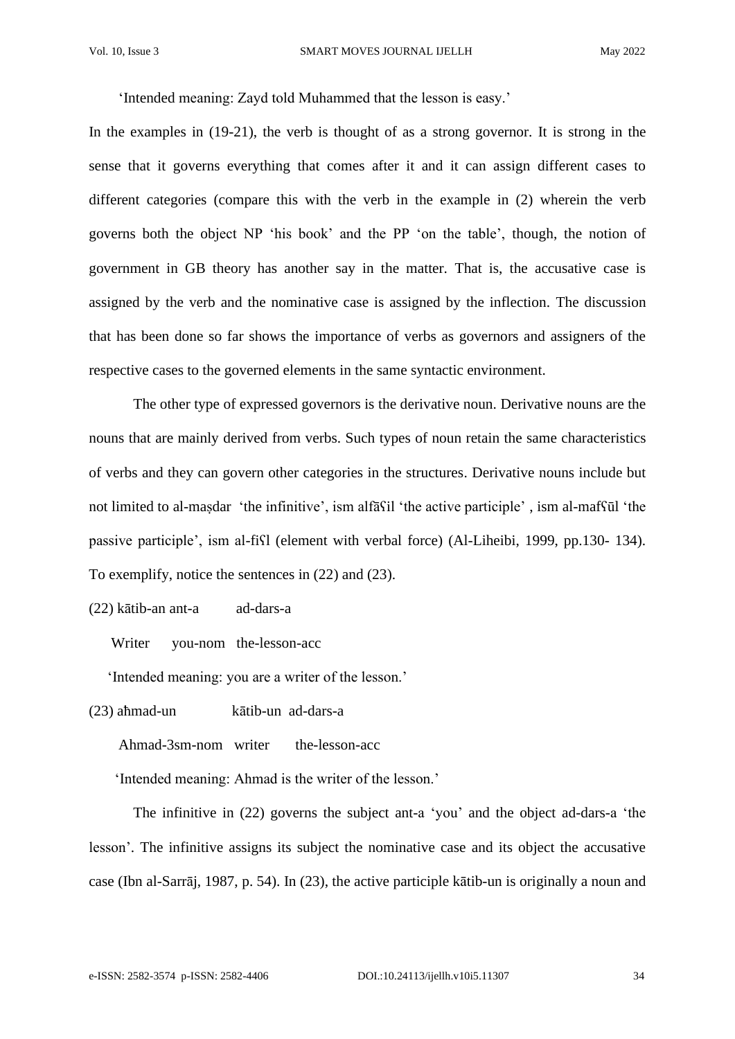'Intended meaning: Zayd told Muhammed that the lesson is easy.'

In the examples in (19-21), the verb is thought of as a strong governor. It is strong in the sense that it governs everything that comes after it and it can assign different cases to different categories (compare this with the verb in the example in (2) wherein the verb governs both the object NP 'his book' and the PP 'on the table', though, the notion of government in GB theory has another say in the matter. That is, the accusative case is assigned by the verb and the nominative case is assigned by the inflection. The discussion that has been done so far shows the importance of verbs as governors and assigners of the respective cases to the governed elements in the same syntactic environment.

The other type of expressed governors is the derivative noun. Derivative nouns are the nouns that are mainly derived from verbs. Such types of noun retain the same characteristics of verbs and they can govern other categories in the structures. Derivative nouns include but not limited to al-maṣdar 'the infinitive', ism alfāʕil 'the active participle', ism al-mafʕūl 'the passive participle', ism al-fiʕl (element with verbal force) (Al-Liheibi, 1999, pp.130- 134). To exemplify, notice the sentences in (22) and (23).

(22) kātib-an ant-a ad-dars-a

Writer you-nom the-lesson-acc

'Intended meaning: you are a writer of the lesson.'

(23) aħmad-un kātib-un ad-dars-a

Ahmad-3sm-nom writer the-lesson-acc

'Intended meaning: Ahmad is the writer of the lesson.'

The infinitive in (22) governs the subject ant-a 'you' and the object ad-dars-a 'the lesson'. The infinitive assigns its subject the nominative case and its object the accusative case (Ibn al-Sarrāj, 1987, p. 54). In (23), the active participle kātib-un is originally a noun and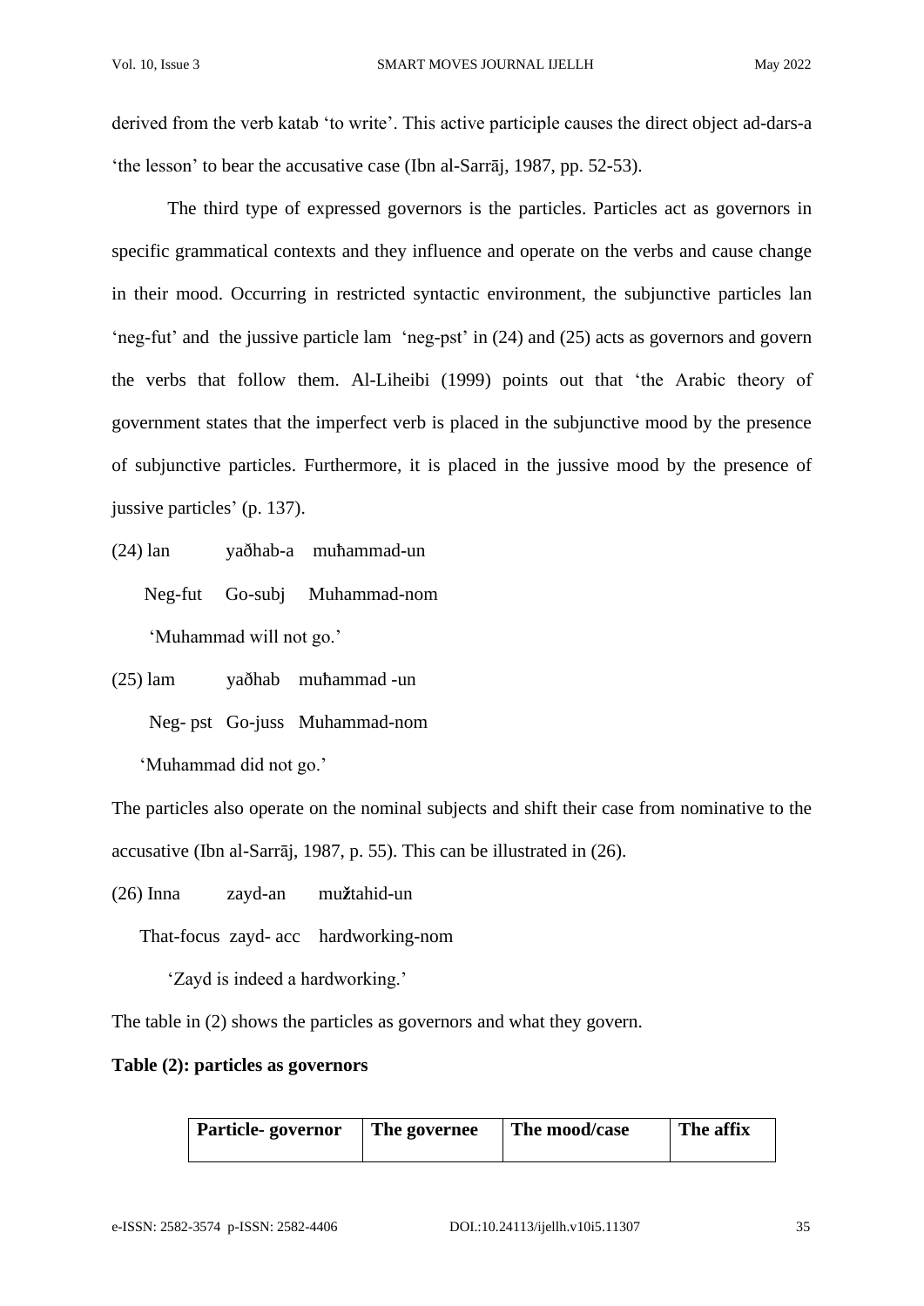derived from the verb katab 'to write'. This active participle causes the direct object ad-dars-a 'the lesson' to bear the accusative case (Ibn al-Sarrāj, 1987, pp. 52-53).

The third type of expressed governors is the particles. Particles act as governors in specific grammatical contexts and they influence and operate on the verbs and cause change in their mood. Occurring in restricted syntactic environment, the subjunctive particles lan 'neg-fut' and the jussive particle lam 'neg-pst' in (24) and (25) acts as governors and govern the verbs that follow them. Al-Liheibi (1999) points out that 'the Arabic theory of government states that the imperfect verb is placed in the subjunctive mood by the presence of subjunctive particles. Furthermore, it is placed in the jussive mood by the presence of jussive particles' (p. 137).

(24) lan yaðhab-a muħammad-un

Neg-fut Go-subj Muhammad-nom

'Muhammad will not go.'

(25) lam yaðhab muħammad -un

Neg- pst Go-juss Muhammad-nom

'Muhammad did not go.'

The particles also operate on the nominal subjects and shift their case from nominative to the accusative (Ibn al-Sarrāj, 1987, p. 55). This can be illustrated in (26).

(26) Inna zayd-an mužtahid-un

That-focus zayd- acc hardworking-nom

'Zayd is indeed a hardworking.'

The table in (2) shows the particles as governors and what they govern.

**Table (2): particles as governors**

| Particle- governor | The governee | The mood/case | The affix |
|---|---|---|---|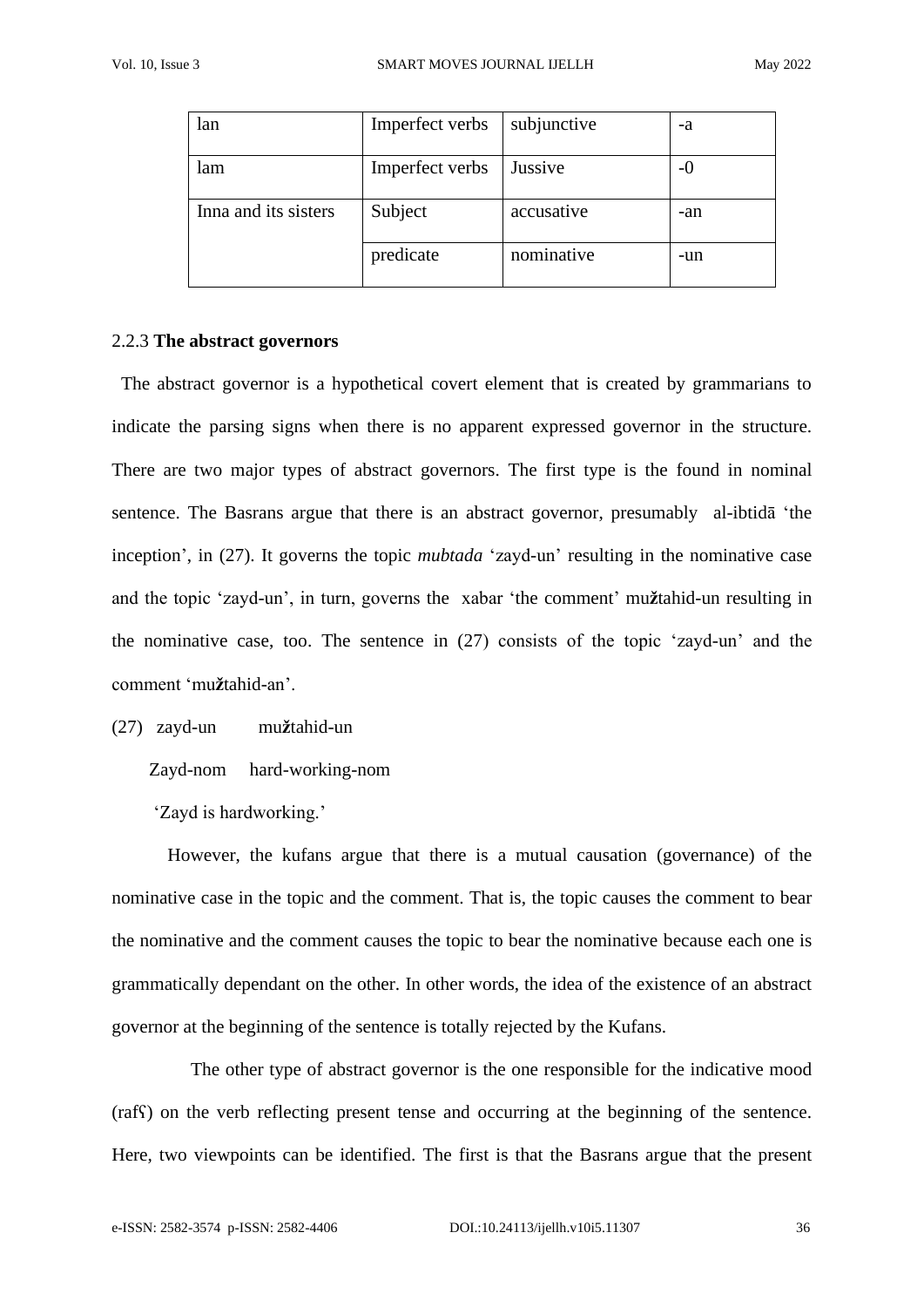| lan | Imperfect verbs | subjunctive | -a |
|---|---|---|---|
| lam | Imperfect verbs | Jussive | -0 |
| Inna and its sisters | Subject | accusative | -an |
| | predicate | nominative | -un |

2.2.3 **The abstract governors**

The abstract governor is a hypothetical covert element that is created by grammarians to indicate the parsing signs when there is no apparent expressed governor in the structure. There are two major types of abstract governors. The first type is the found in nominal sentence. The Basrans argue that there is an abstract governor, presumably al-ibtidā 'the inception', in (27). It governs the topic *mubtada* 'zayd-un' resulting in the nominative case and the topic 'zayd-un', in turn, governs the xabar 'the comment' mužtahid-un resulting in the nominative case, too. The sentence in (27) consists of the topic 'zayd-un' and the comment 'mužtahid-an'.

(27) zayd-un mužtahid-un

Zayd-nom hard-working-nom

'Zayd is hardworking.'

However, the kufans argue that there is a mutual causation (governance) of the nominative case in the topic and the comment. That is, the topic causes the comment to bear the nominative and the comment causes the topic to bear the nominative because each one is grammatically dependant on the other. In other words, the idea of the existence of an abstract governor at the beginning of the sentence is totally rejected by the Kufans.

The other type of abstract governor is the one responsible for the indicative mood (rafʕ) on the verb reflecting present tense and occurring at the beginning of the sentence. Here, two viewpoints can be identified. The first is that the Basrans argue that the present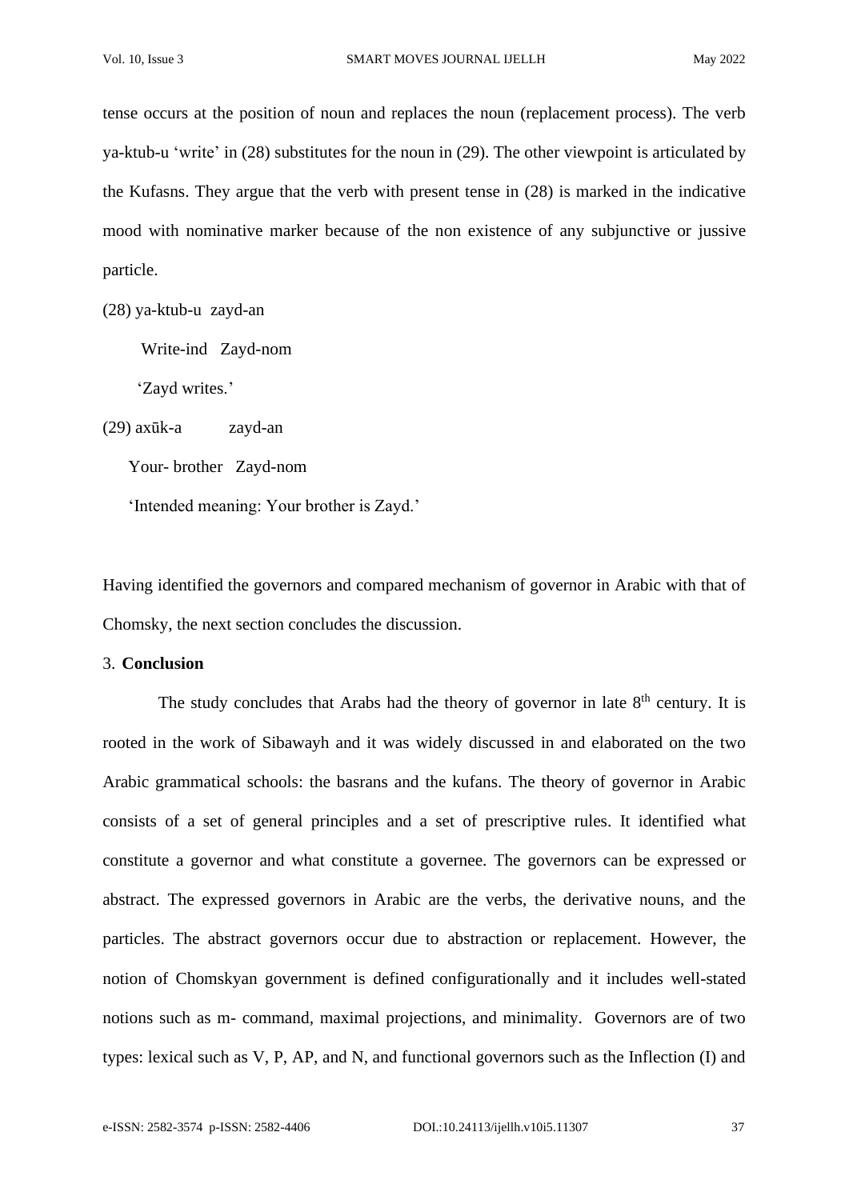tense occurs at the position of noun and replaces the noun (replacement process). The verb ya-ktub-u 'write' in (28) substitutes for the noun in (29). The other viewpoint is articulated by the Kufasns. They argue that the verb with present tense in (28) is marked in the indicative mood with nominative marker because of the non existence of any subjunctive or jussive particle.

(28) ya-ktub-u  zayd-an

Write-ind   Zayd-nom

'Zayd writes.'

(29) axūk-a          zayd-an

Your- brother   Zayd-nom

'Intended meaning: Your brother is Zayd.'

Having identified the governors and compared mechanism of governor in Arabic with that of Chomsky, the next section concludes the discussion.

## 3. **Conclusion**

The study concludes that Arabs had the theory of governor in late 8th century. It is rooted in the work of Sibawayh and it was widely discussed in and elaborated on the two Arabic grammatical schools: the basrans and the kufans. The theory of governor in Arabic consists of a set of general principles and a set of prescriptive rules. It identified what constitute a governor and what constitute a governee. The governors can be expressed or abstract. The expressed governors in Arabic are the verbs, the derivative nouns, and the particles. The abstract governors occur due to abstraction or replacement. However, the notion of Chomskyan government is defined configurationally and it includes well-stated notions such as m- command, maximal projections, and minimality.  Governors are of two types: lexical such as V, P, AP, and N, and functional governors such as the Inflection (I) and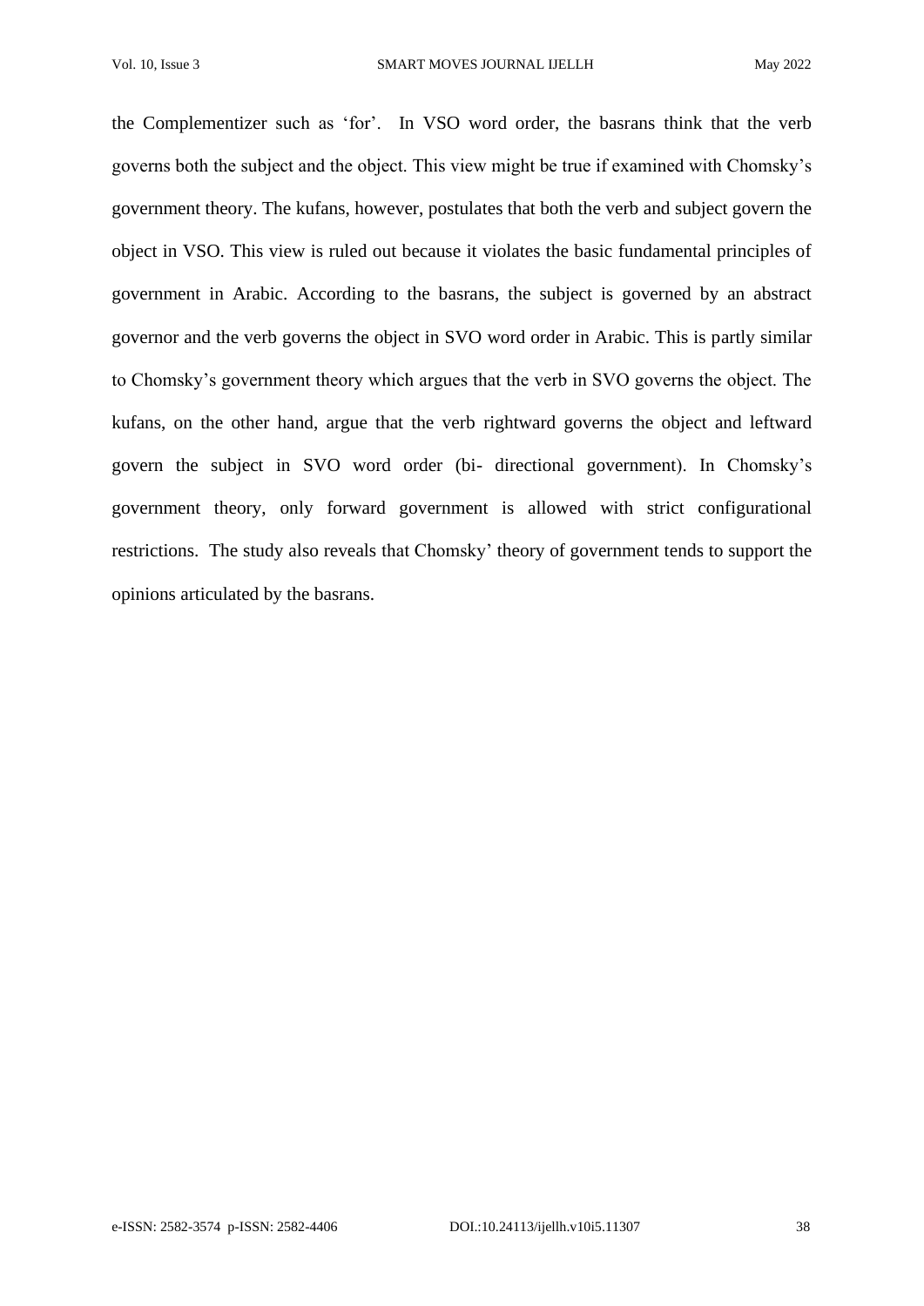the Complementizer such as 'for'. In VSO word order, the basrans think that the verb governs both the subject and the object. This view might be true if examined with Chomsky's government theory. The kufans, however, postulates that both the verb and subject govern the object in VSO. This view is ruled out because it violates the basic fundamental principles of government in Arabic. According to the basrans, the subject is governed by an abstract governor and the verb governs the object in SVO word order in Arabic. This is partly similar to Chomsky's government theory which argues that the verb in SVO governs the object. The kufans, on the other hand, argue that the verb rightward governs the object and leftward govern the subject in SVO word order (bi- directional government). In Chomsky's government theory, only forward government is allowed with strict configurational restrictions. The study also reveals that Chomsky' theory of government tends to support the opinions articulated by the basrans.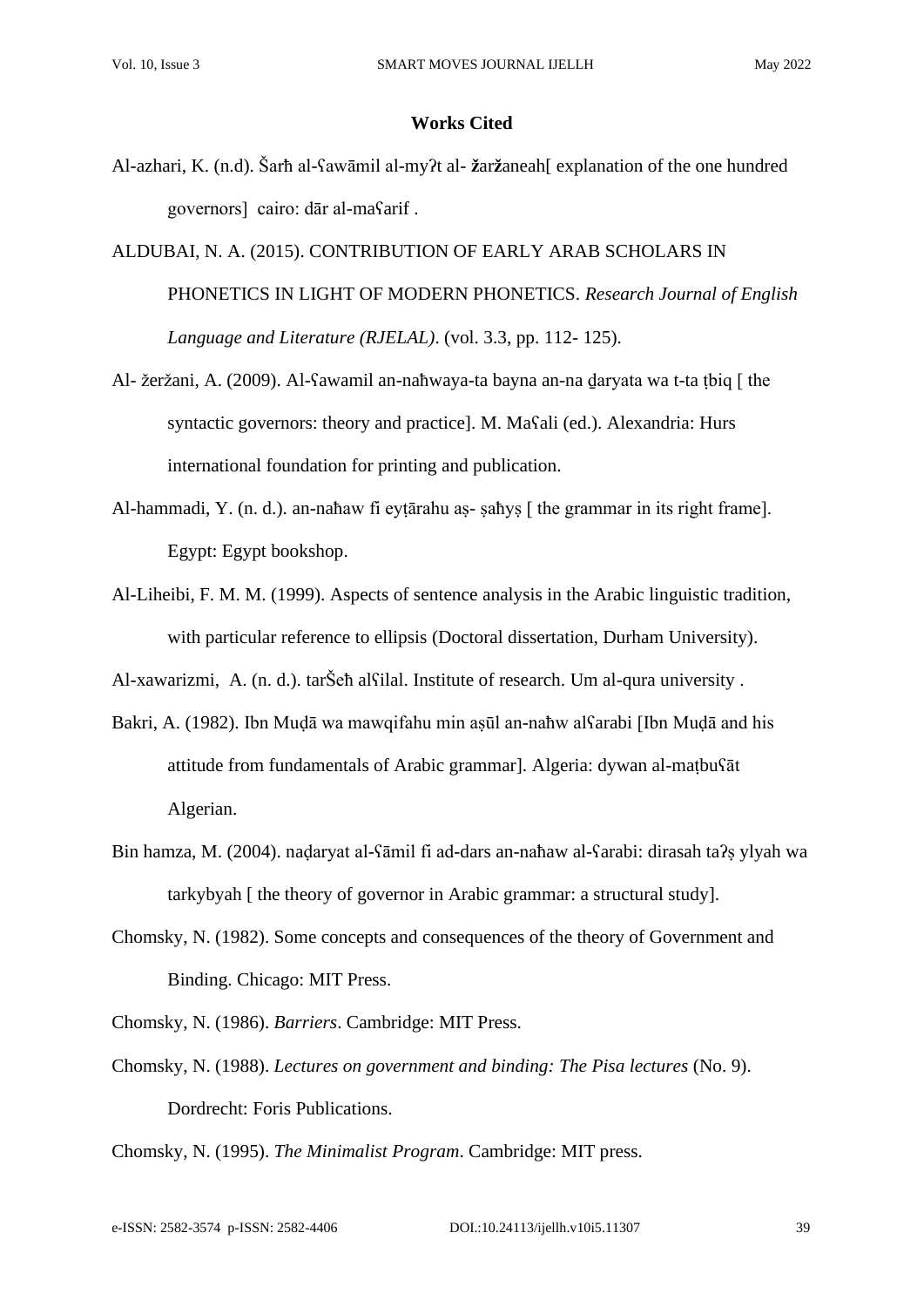**Works Cited**

Al-azhari, K. (n.d). Šarħ al-ʕawāmil al-myʔt al- žaržaneah[ explanation of the one hundred governors]  cairo: dār al-maʕarif .

ALDUBAI, N. A. (2015). CONTRIBUTION OF EARLY ARAB SCHOLARS IN PHONETICS IN LIGHT OF MODERN PHONETICS. *Research Journal of English Language and Literature (RJELAL)*. (vol. 3.3, pp. 112- 125).

Al- žeržani, A. (2009). Al-ʕawamil an-naħwaya-ta bayna an-na d̲aryata wa t-ta ṭbiq [ the syntactic governors: theory and practice]. M. Maʕali (ed.). Alexandria: Hurs international foundation for printing and publication.

Al-hammadi, Y. (n. d.). an-naħaw fi eyṭārahu aṣ- ṣaħyṣ [ the grammar in its right frame]. Egypt: Egypt bookshop.

Al-Liheibi, F. M. M. (1999). Aspects of sentence analysis in the Arabic linguistic tradition, with particular reference to ellipsis (Doctoral dissertation, Durham University).

Al-xawarizmi,  A. (n. d.). tarŠeħ alʕilal. Institute of research. Um al-qura university .

Bakri, A. (1982). Ibn Muḍā wa mawqifahu min aṣūl an-naħw alʕarabi [Ibn Muḍā and his attitude from fundamentals of Arabic grammar]. Algeria: dywan al-maṭbuʕāt Algerian.

Bin hamza, M. (2004). naḍaryat al-ʕāmil fi ad-dars an-naħaw al-ʕarabi: dirasah taʔṣ ylyah wa tarkybyah [ the theory of governor in Arabic grammar: a structural study].

Chomsky, N. (1982). Some concepts and consequences of the theory of Government and Binding. Chicago: MIT Press.

Chomsky, N. (1986). *Barriers*. Cambridge: MIT Press.

Chomsky, N. (1988). *Lectures on government and binding: The Pisa lectures* (No. 9). Dordrecht: Foris Publications.

Chomsky, N. (1995). *The Minimalist Program*. Cambridge: MIT press.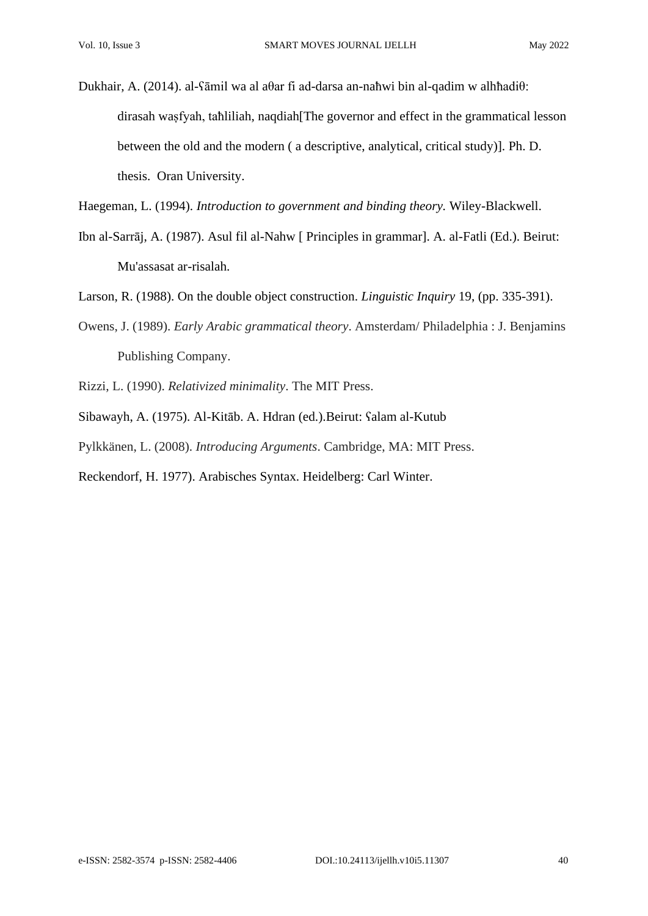Dukhair, A. (2014). al-ʕāmil wa al aθar fi ad-darsa an-naħwi bin al-qadim w alhħadiθ: dirasah waṣfyah, taħliliah, naqdiah[The governor and effect in the grammatical lesson between the old and the modern ( a descriptive, analytical, critical study)]. Ph. D. thesis. Oran University.

Haegeman, L. (1994). *Introduction to government and binding theory.* Wiley-Blackwell.

Ibn al-Sarrāj, A. (1987). Asul fil al-Nahw [ Principles in grammar]. A. al-Fatli (Ed.). Beirut: Mu'assasat ar-risalah.

Larson, R. (1988). On the double object construction. *Linguistic Inquiry* 19, (pp. 335-391).

Owens, J. (1989). *Early Arabic grammatical theory*. Amsterdam/ Philadelphia : J. Benjamins Publishing Company.

Rizzi, L. (1990). *Relativized minimality*. The MIT Press.

Sibawayh, A. (1975). Al-Kitāb. A. Hdran (ed.).Beirut: ʕalam al-Kutub

Pylkkänen, L. (2008). *Introducing Arguments*. Cambridge, MA: MIT Press.

Reckendorf, H. 1977). Arabisches Syntax. Heidelberg: Carl Winter.